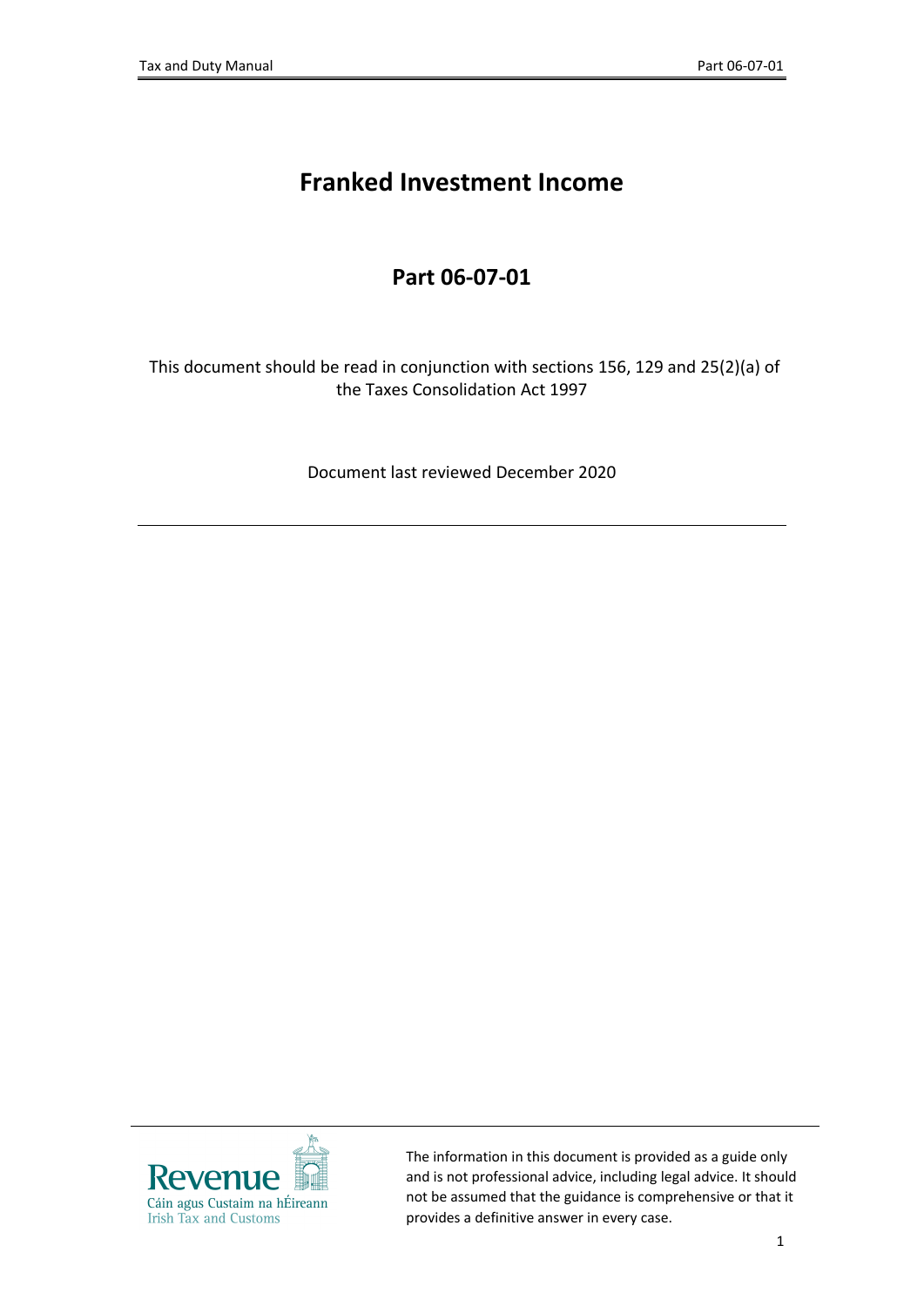# Franked Investment Income

## Part 06-07-01

This document should be read in conjunction with sections 156, 129 and 25(2)(a) of the Taxes Consolidation Act 1997

Document last reviewed December 2020

---

The information in this document is provided as a guide only and is not professional advice, including legal advice. It should not be assumed that the guidance is comprehensive or that it provides a definitive answer in every case.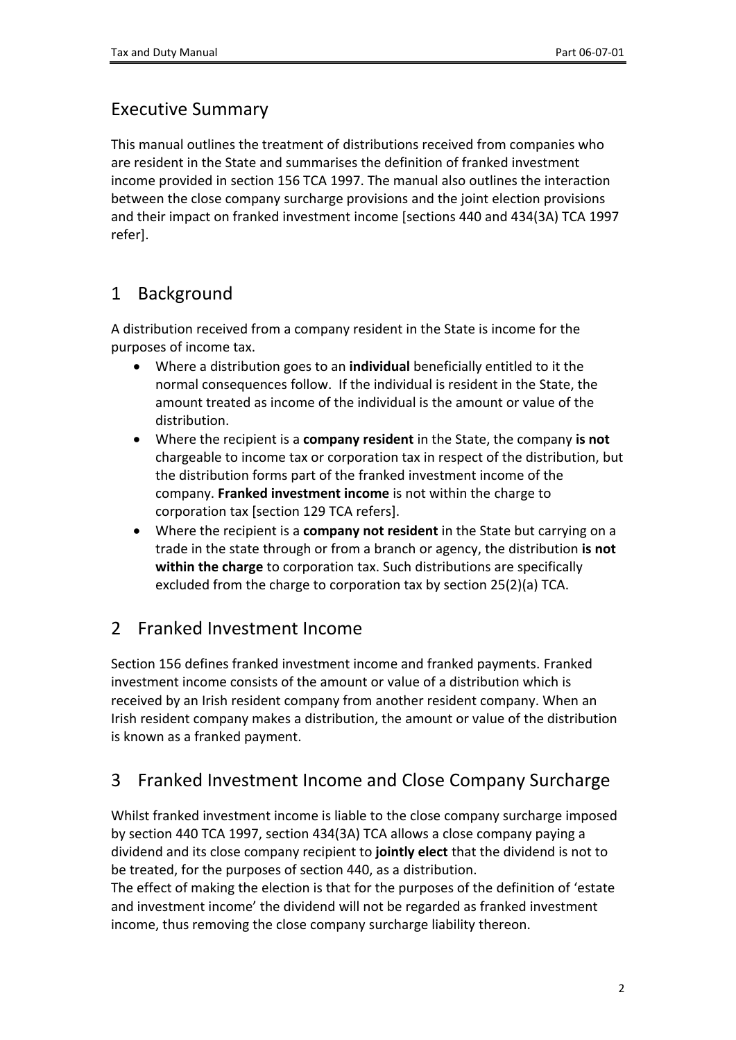## Executive Summary

This manual outlines the treatment of distributions received from companies who are resident in the State and summarises the definition of franked investment income provided in section 156 TCA 1997. The manual also outlines the interaction between the close company surcharge provisions and the joint election provisions and their impact on franked investment income [sections 440 and 434(3A) TCA 1997 refer].

## 1 Background

A distribution received from a company resident in the State is income for the purposes of income tax.

- Where a distribution goes to an **individual** beneficially entitled to it the normal consequences follow. If the individual is resident in the State, the amount treated as income of the individual is the amount or value of the distribution.
- Where the recipient is a **company resident** in the State, the company **is not** chargeable to income tax or corporation tax in respect of the distribution, but the distribution forms part of the franked investment income of the company. **Franked investment income** is not within the charge to corporation tax [section 129 TCA refers].
- Where the recipient is a **company not resident** in the State but carrying on a trade in the state through or from a branch or agency, the distribution **is not within the charge** to corporation tax. Such distributions are specifically excluded from the charge to corporation tax by section 25(2)(a) TCA.

## 2 Franked Investment Income

Section 156 defines franked investment income and franked payments. Franked investment income consists of the amount or value of a distribution which is received by an Irish resident company from another resident company. When an Irish resident company makes a distribution, the amount or value of the distribution is known as a franked payment.

## 3 Franked Investment Income and Close Company Surcharge

Whilst franked investment income is liable to the close company surcharge imposed by section 440 TCA 1997, section 434(3A) TCA allows a close company paying a dividend and its close company recipient to **jointly elect** that the dividend is not to be treated, for the purposes of section 440, as a distribution.

The effect of making the election is that for the purposes of the definition of 'estate and investment income' the dividend will not be regarded as franked investment income, thus removing the close company surcharge liability thereon.